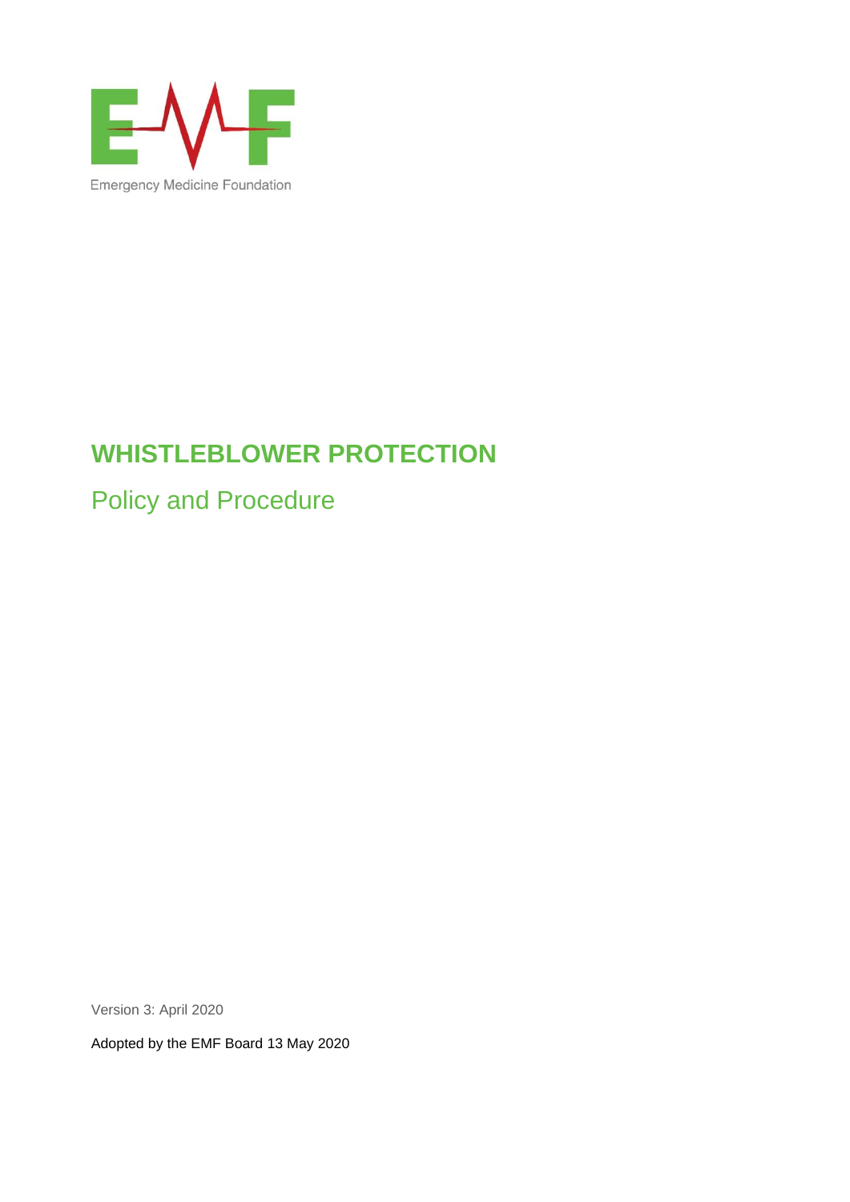Emergency Medicine Foundation

# WHISTLEBLOWER PROTECTION

## Policy and Procedure

Version 3: April 2020

Adopted by the EMF Board 13 May 2020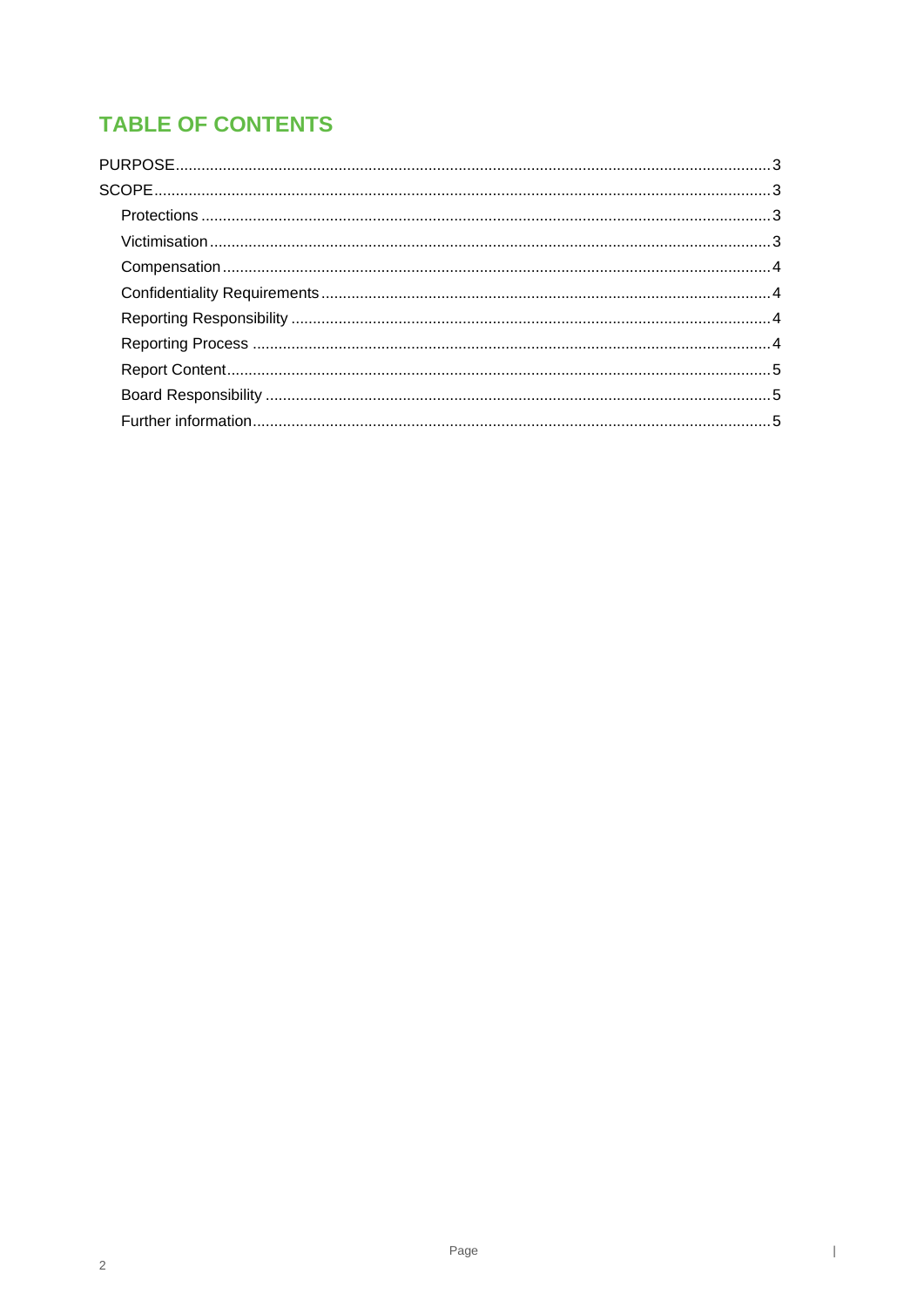# TABLE OF CONTENTS

PURPOSE........................................................................................................................................3

SCOPE............................................................................................................................................3

- Protections ..................................................................................................................................3
- Victimisation ...............................................................................................................................3
- Compensation .............................................................................................................................4
- Confidentiality Requirements .......................................................................................................4
- Reporting Responsibility .............................................................................................................4
- Reporting Process .......................................................................................................................4
- Report Content.............................................................................................................................5
- Board Responsibility ....................................................................................................................5
- Further information.......................................................................................................................5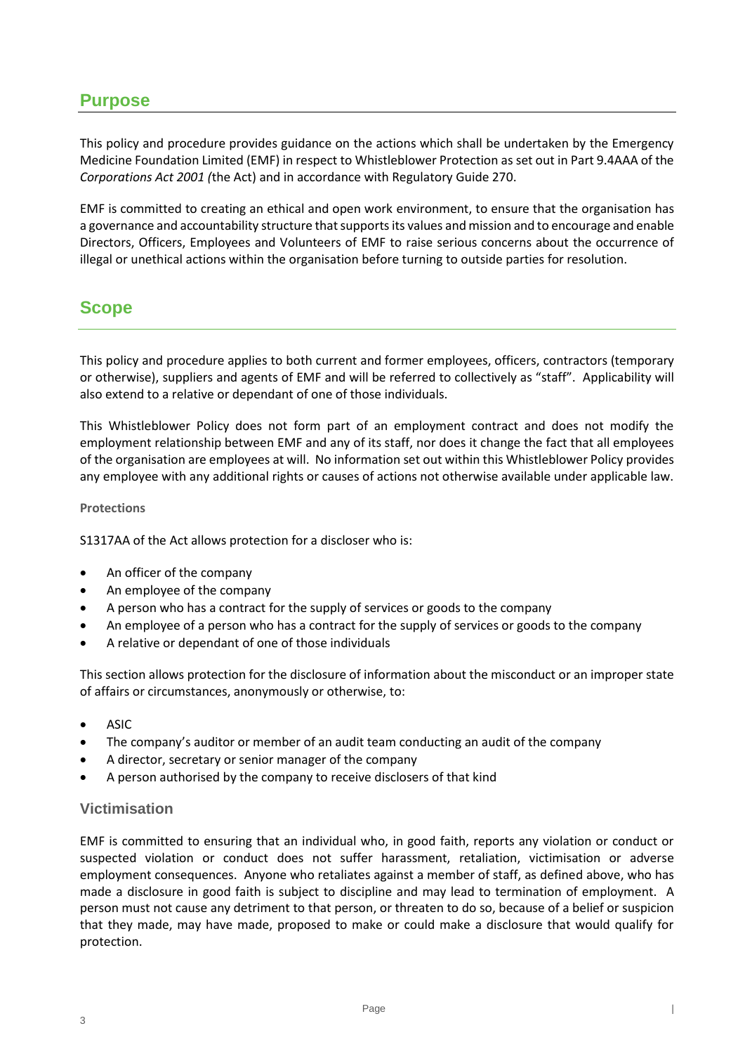## Purpose

This policy and procedure provides guidance on the actions which shall be undertaken by the Emergency Medicine Foundation Limited (EMF) in respect to Whistleblower Protection as set out in Part 9.4AAA of the *Corporations Act 2001 (*the Act) and in accordance with Regulatory Guide 270.

EMF is committed to creating an ethical and open work environment, to ensure that the organisation has a governance and accountability structure that supports its values and mission and to encourage and enable Directors, Officers, Employees and Volunteers of EMF to raise serious concerns about the occurrence of illegal or unethical actions within the organisation before turning to outside parties for resolution.

## Scope

This policy and procedure applies to both current and former employees, officers, contractors (temporary or otherwise), suppliers and agents of EMF and will be referred to collectively as "staff". Applicability will also extend to a relative or dependant of one of those individuals.

This Whistleblower Policy does not form part of an employment contract and does not modify the employment relationship between EMF and any of its staff, nor does it change the fact that all employees of the organisation are employees at will. No information set out within this Whistleblower Policy provides any employee with any additional rights or causes of actions not otherwise available under applicable law.

#### Protections

S1317AA of the Act allows protection for a discloser who is:

- An officer of the company
- An employee of the company
- A person who has a contract for the supply of services or goods to the company
- An employee of a person who has a contract for the supply of services or goods to the company
- A relative or dependant of one of those individuals

This section allows protection for the disclosure of information about the misconduct or an improper state of affairs or circumstances, anonymously or otherwise, to:

- ASIC
- The company's auditor or member of an audit team conducting an audit of the company
- A director, secretary or senior manager of the company
- A person authorised by the company to receive disclosers of that kind

### Victimisation

EMF is committed to ensuring that an individual who, in good faith, reports any violation or conduct or suspected violation or conduct does not suffer harassment, retaliation, victimisation or adverse employment consequences. Anyone who retaliates against a member of staff, as defined above, who has made a disclosure in good faith is subject to discipline and may lead to termination of employment. A person must not cause any detriment to that person, or threaten to do so, because of a belief or suspicion that they made, may have made, proposed to make or could make a disclosure that would qualify for protection.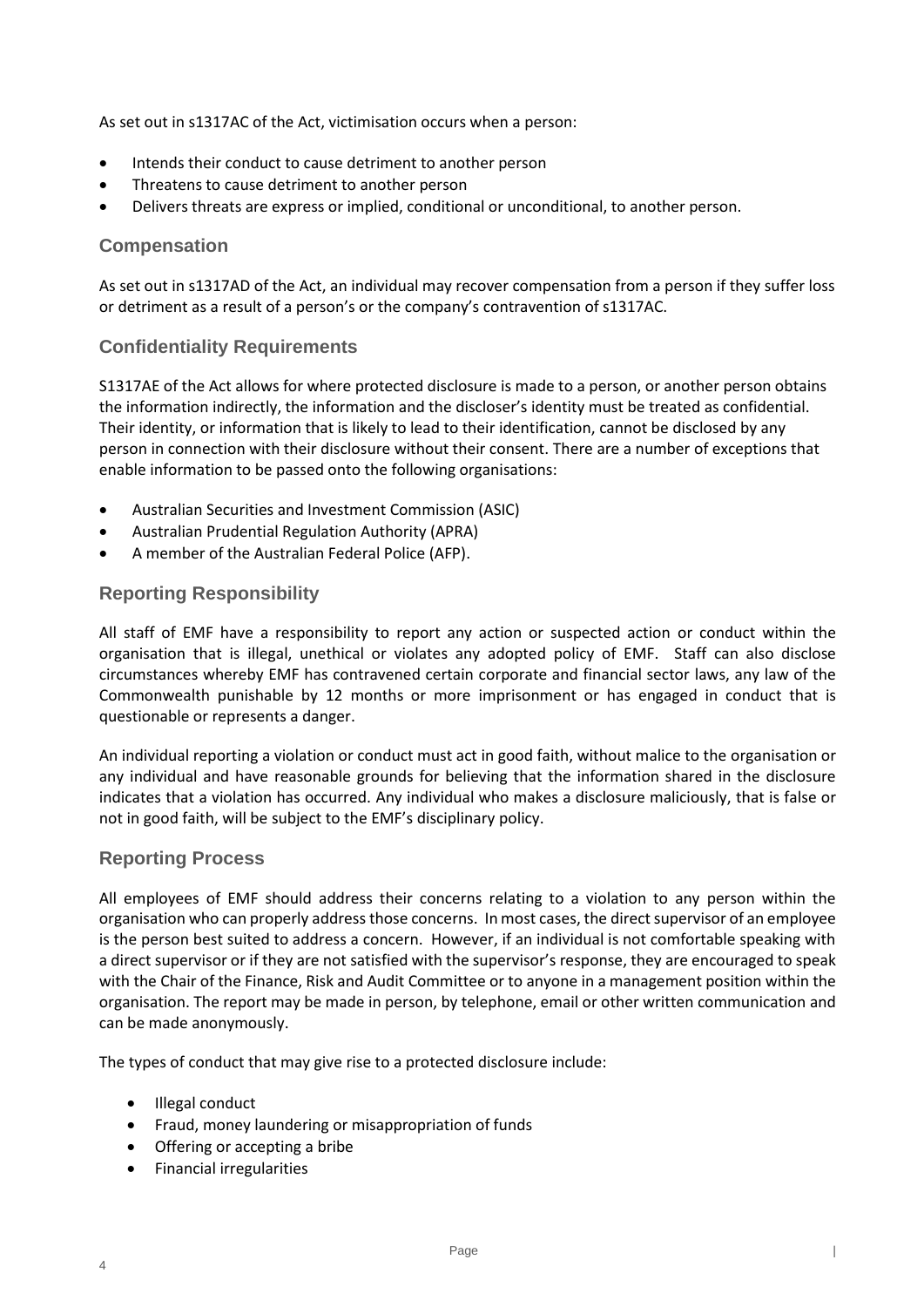As set out in s1317AC of the Act, victimisation occurs when a person:

- Intends their conduct to cause detriment to another person
- Threatens to cause detriment to another person
- Delivers threats are express or implied, conditional or unconditional, to another person.

## Compensation

As set out in s1317AD of the Act, an individual may recover compensation from a person if they suffer loss or detriment as a result of a person's or the company's contravention of s1317AC.

## Confidentiality Requirements

S1317AE of the Act allows for where protected disclosure is made to a person, or another person obtains the information indirectly, the information and the discloser's identity must be treated as confidential. Their identity, or information that is likely to lead to their identification, cannot be disclosed by any person in connection with their disclosure without their consent. There are a number of exceptions that enable information to be passed onto the following organisations:

- Australian Securities and Investment Commission (ASIC)
- Australian Prudential Regulation Authority (APRA)
- A member of the Australian Federal Police (AFP).

## Reporting Responsibility

All staff of EMF have a responsibility to report any action or suspected action or conduct within the organisation that is illegal, unethical or violates any adopted policy of EMF. Staff can also disclose circumstances whereby EMF has contravened certain corporate and financial sector laws, any law of the Commonwealth punishable by 12 months or more imprisonment or has engaged in conduct that is questionable or represents a danger.

An individual reporting a violation or conduct must act in good faith, without malice to the organisation or any individual and have reasonable grounds for believing that the information shared in the disclosure indicates that a violation has occurred. Any individual who makes a disclosure maliciously, that is false or not in good faith, will be subject to the EMF's disciplinary policy.

## Reporting Process

All employees of EMF should address their concerns relating to a violation to any person within the organisation who can properly address those concerns. In most cases, the direct supervisor of an employee is the person best suited to address a concern. However, if an individual is not comfortable speaking with a direct supervisor or if they are not satisfied with the supervisor's response, they are encouraged to speak with the Chair of the Finance, Risk and Audit Committee or to anyone in a management position within the organisation. The report may be made in person, by telephone, email or other written communication and can be made anonymously.

The types of conduct that may give rise to a protected disclosure include:

- Illegal conduct
- Fraud, money laundering or misappropriation of funds
- Offering or accepting a bribe
- Financial irregularities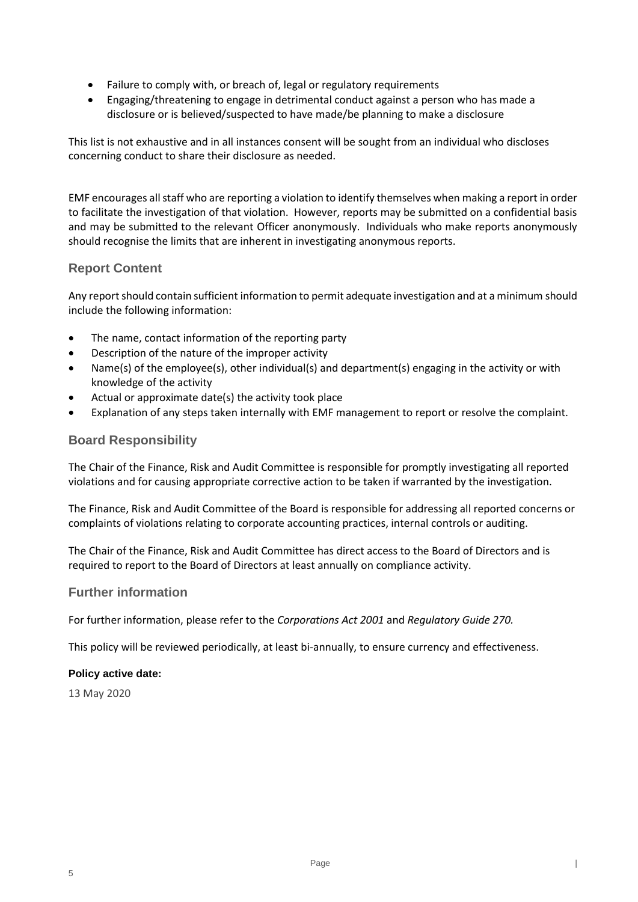- Failure to comply with, or breach of, legal or regulatory requirements
- Engaging/threatening to engage in detrimental conduct against a person who has made a disclosure or is believed/suspected to have made/be planning to make a disclosure

This list is not exhaustive and in all instances consent will be sought from an individual who discloses concerning conduct to share their disclosure as needed.

EMF encourages all staff who are reporting a violation to identify themselves when making a report in order to facilitate the investigation of that violation. However, reports may be submitted on a confidential basis and may be submitted to the relevant Officer anonymously. Individuals who make reports anonymously should recognise the limits that are inherent in investigating anonymous reports.

## Report Content

Any report should contain sufficient information to permit adequate investigation and at a minimum should include the following information:

- The name, contact information of the reporting party
- Description of the nature of the improper activity
- Name(s) of the employee(s), other individual(s) and department(s) engaging in the activity or with knowledge of the activity
- Actual or approximate date(s) the activity took place
- Explanation of any steps taken internally with EMF management to report or resolve the complaint.

## Board Responsibility

The Chair of the Finance, Risk and Audit Committee is responsible for promptly investigating all reported violations and for causing appropriate corrective action to be taken if warranted by the investigation.

The Finance, Risk and Audit Committee of the Board is responsible for addressing all reported concerns or complaints of violations relating to corporate accounting practices, internal controls or auditing.

The Chair of the Finance, Risk and Audit Committee has direct access to the Board of Directors and is required to report to the Board of Directors at least annually on compliance activity.

## Further information

For further information, please refer to the *Corporations Act 2001* and *Regulatory Guide 270.*

This policy will be reviewed periodically, at least bi-annually, to ensure currency and effectiveness.

**Policy active date:**

13 May 2020